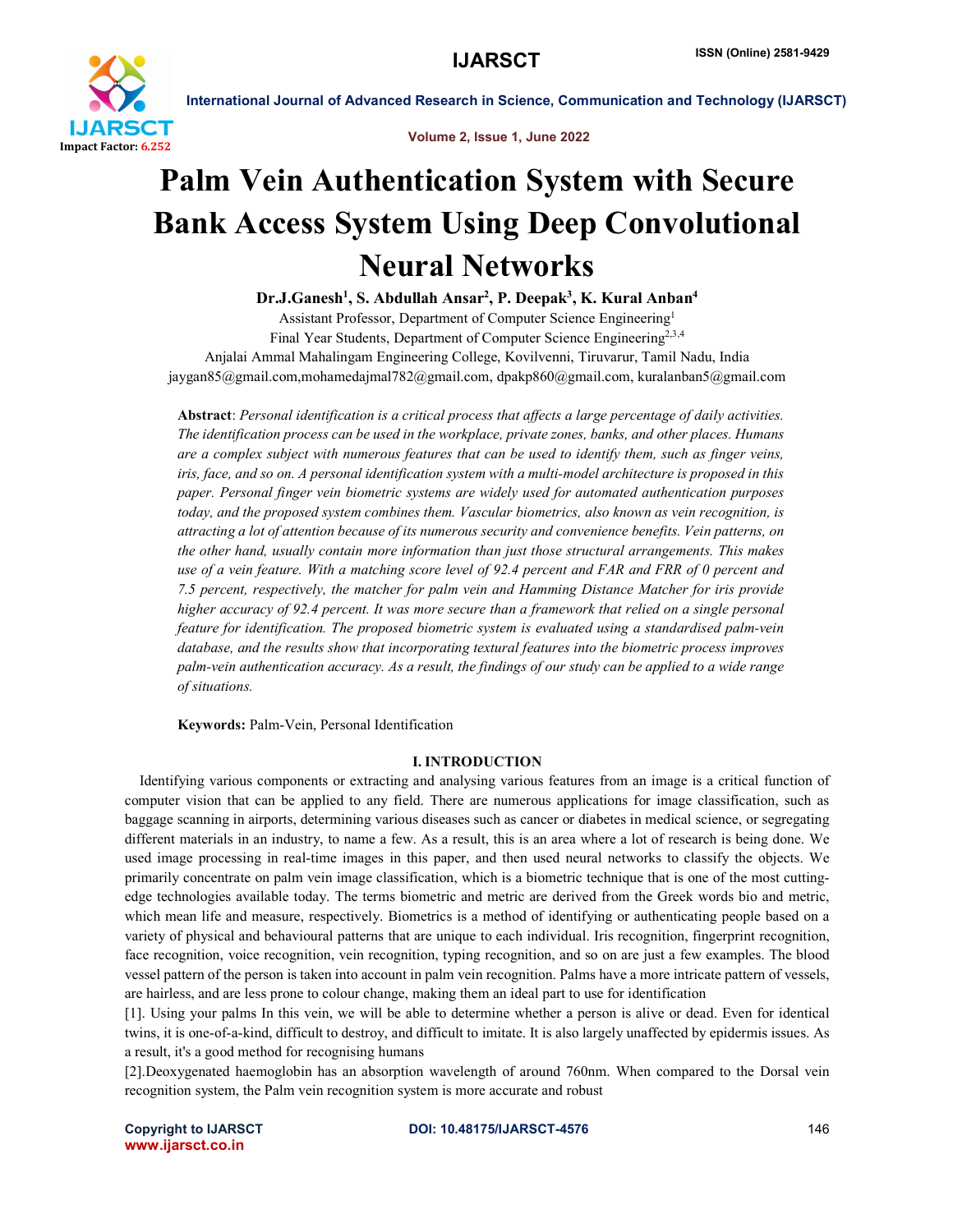# Palm Vein Authentication System with Secure Bank Access System Using Deep Convolutional Neural Networks

**Dr.J.Ganesh[1], S. Abdullah Ansar[2], P. Deepak[3], K. Kural Anban[4]**

Assistant Professor, Department of Computer Science Engineering[1]

Final Year Students, Department of Computer Science Engineering[2,3,4]

Anjalai Ammal Mahalingam Engineering College, Kovilvenni, Tiruvarur, Tamil Nadu, India

jaygan85@gmail.com,mohamedajmal782@gmail.com, dpakp860@gmail.com, kuralanban5@gmail.com

**Abstract**: *Personal identification is a critical process that affects a large percentage of daily activities. The identification process can be used in the workplace, private zones, banks, and other places. Humans are a complex subject with numerous features that can be used to identify them, such as finger veins, iris, face, and so on. A personal identification system with a multi-model architecture is proposed in this paper. Personal finger vein biometric systems are widely used for automated authentication purposes today, and the proposed system combines them. Vascular biometrics, also known as vein recognition, is attracting a lot of attention because of its numerous security and convenience benefits. Vein patterns, on the other hand, usually contain more information than just those structural arrangements. This makes use of a vein feature. With a matching score level of 92.4 percent and FAR and FRR of 0 percent and 7.5 percent, respectively, the matcher for palm vein and Hamming Distance Matcher for iris provide higher accuracy of 92.4 percent. It was more secure than a framework that relied on a single personal feature for identification. The proposed biometric system is evaluated using a standardised palm-vein database, and the results show that incorporating textural features into the biometric process improves palm-vein authentication accuracy. As a result, the findings of our study can be applied to a wide range of situations.*

**Keywords:** Palm-Vein, Personal Identification

## I. INTRODUCTION

Identifying various components or extracting and analysing various features from an image is a critical function of computer vision that can be applied to any field. There are numerous applications for image classification, such as baggage scanning in airports, determining various diseases such as cancer or diabetes in medical science, or segregating different materials in an industry, to name a few. As a result, this is an area where a lot of research is being done. We used image processing in real-time images in this paper, and then used neural networks to classify the objects. We primarily concentrate on palm vein image classification, which is a biometric technique that is one of the most cutting-edge technologies available today. The terms biometric and metric are derived from the Greek words bio and metric, which mean life and measure, respectively. Biometrics is a method of identifying or authenticating people based on a variety of physical and behavioural patterns that are unique to each individual. Iris recognition, fingerprint recognition, face recognition, voice recognition, vein recognition, typing recognition, and so on are just a few examples. The blood vessel pattern of the person is taken into account in palm vein recognition. Palms have a more intricate pattern of vessels, are hairless, and are less prone to colour change, making them an ideal part to use for identification

[1]. Using your palms In this vein, we will be able to determine whether a person is alive or dead. Even for identical twins, it is one-of-a-kind, difficult to destroy, and difficult to imitate. It is also largely unaffected by epidermis issues. As a result, it's a good method for recognising humans

[2].Deoxygenated haemoglobin has an absorption wavelength of around 760nm. When compared to the Dorsal vein recognition system, the Palm vein recognition system is more accurate and robust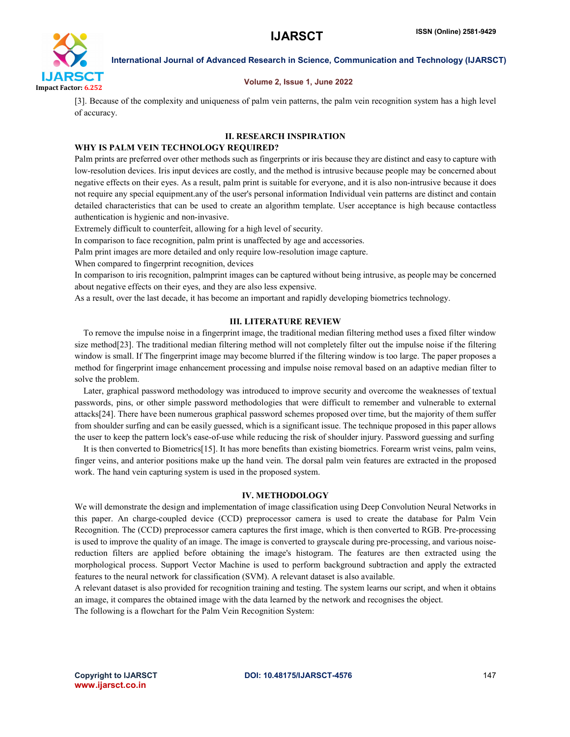[3]. Because of the complexity and uniqueness of palm vein patterns, the palm vein recognition system has a high level of accuracy.

## II. RESEARCH INSPIRATION

### WHY IS PALM VEIN TECHNOLOGY REQUIRED?

Palm prints are preferred over other methods such as fingerprints or iris because they are distinct and easy to capture with low-resolution devices. Iris input devices are costly, and the method is intrusive because people may be concerned about negative effects on their eyes. As a result, palm print is suitable for everyone, and it is also non-intrusive because it does not require any special equipment.any of the user's personal information Individual vein patterns are distinct and contain detailed characteristics that can be used to create an algorithm template. User acceptance is high because contactless authentication is hygienic and non-invasive.

Extremely difficult to counterfeit, allowing for a high level of security.

In comparison to face recognition, palm print is unaffected by age and accessories.

Palm print images are more detailed and only require low-resolution image capture.

When compared to fingerprint recognition, devices

In comparison to iris recognition, palmprint images can be captured without being intrusive, as people may be concerned about negative effects on their eyes, and they are also less expensive.

As a result, over the last decade, it has become an important and rapidly developing biometrics technology.

## III. LITERATURE REVIEW

To remove the impulse noise in a fingerprint image, the traditional median filtering method uses a fixed filter window size method[23]. The traditional median filtering method will not completely filter out the impulse noise if the filtering window is small. If The fingerprint image may become blurred if the filtering window is too large. The paper proposes a method for fingerprint image enhancement processing and impulse noise removal based on an adaptive median filter to solve the problem.

Later, graphical password methodology was introduced to improve security and overcome the weaknesses of textual passwords, pins, or other simple password methodologies that were difficult to remember and vulnerable to external attacks[24]. There have been numerous graphical password schemes proposed over time, but the majority of them suffer from shoulder surfing and can be easily guessed, which is a significant issue. The technique proposed in this paper allows the user to keep the pattern lock's ease-of-use while reducing the risk of shoulder injury. Password guessing and surfing

It is then converted to Biometrics[15]. It has more benefits than existing biometrics. Forearm wrist veins, palm veins, finger veins, and anterior positions make up the hand vein. The dorsal palm vein features are extracted in the proposed work. The hand vein capturing system is used in the proposed system.

## IV. METHODOLOGY

We will demonstrate the design and implementation of image classification using Deep Convolution Neural Networks in this paper. An charge-coupled device (CCD) preprocessor camera is used to create the database for Palm Vein Recognition. The (CCD) preprocessor camera captures the first image, which is then converted to RGB. Pre-processing is used to improve the quality of an image. The image is converted to grayscale during pre-processing, and various noise-reduction filters are applied before obtaining the image's histogram. The features are then extracted using the morphological process. Support Vector Machine is used to perform background subtraction and apply the extracted features to the neural network for classification (SVM). A relevant dataset is also available.

A relevant dataset is also provided for recognition training and testing. The system learns our script, and when it obtains an image, it compares the obtained image with the data learned by the network and recognises the object.

The following is a flowchart for the Palm Vein Recognition System: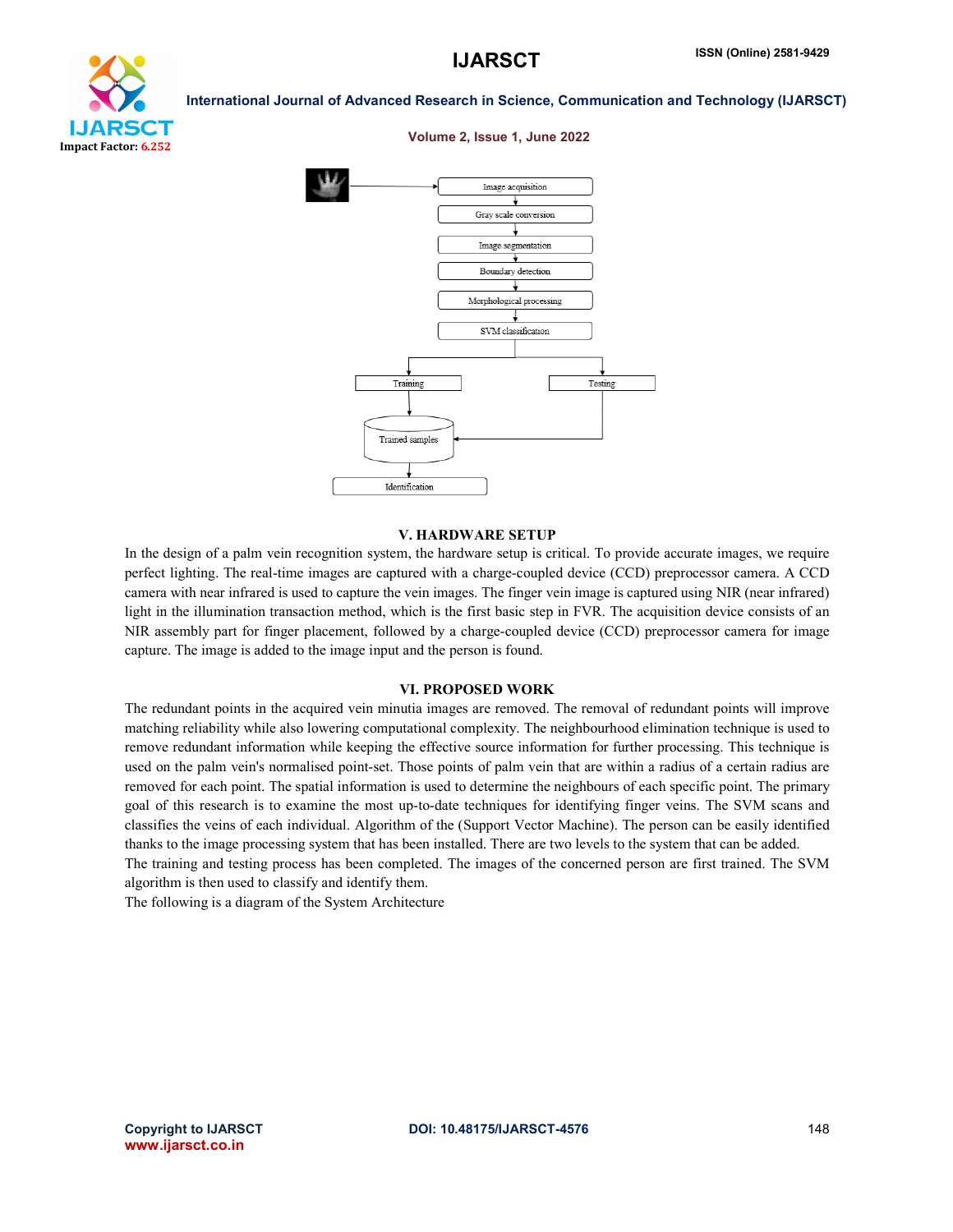## V. HARDWARE SETUP

In the design of a palm vein recognition system, the hardware setup is critical. To provide accurate images, we require perfect lighting. The real-time images are captured with a charge-coupled device (CCD) preprocessor camera. A CCD camera with near infrared is used to capture the vein images. The finger vein image is captured using NIR (near infrared) light in the illumination transaction method, which is the first basic step in FVR. The acquisition device consists of an NIR assembly part for finger placement, followed by a charge-coupled device (CCD) preprocessor camera for image capture. The image is added to the image input and the person is found.

## VI. PROPOSED WORK

The redundant points in the acquired vein minutia images are removed. The removal of redundant points will improve matching reliability while also lowering computational complexity. The neighbourhood elimination technique is used to remove redundant information while keeping the effective source information for further processing. This technique is used on the palm vein's normalised point-set. Those points of palm vein that are within a radius of a certain radius are removed for each point. The spatial information is used to determine the neighbours of each specific point. The primary goal of this research is to examine the most up-to-date techniques for identifying finger veins. The SVM scans and classifies the veins of each individual. Algorithm of the (Support Vector Machine). The person can be easily identified thanks to the image processing system that has been installed. There are two levels to the system that can be added.

The training and testing process has been completed. The images of the concerned person are first trained. The SVM algorithm is then used to classify and identify them.

The following is a diagram of the System Architecture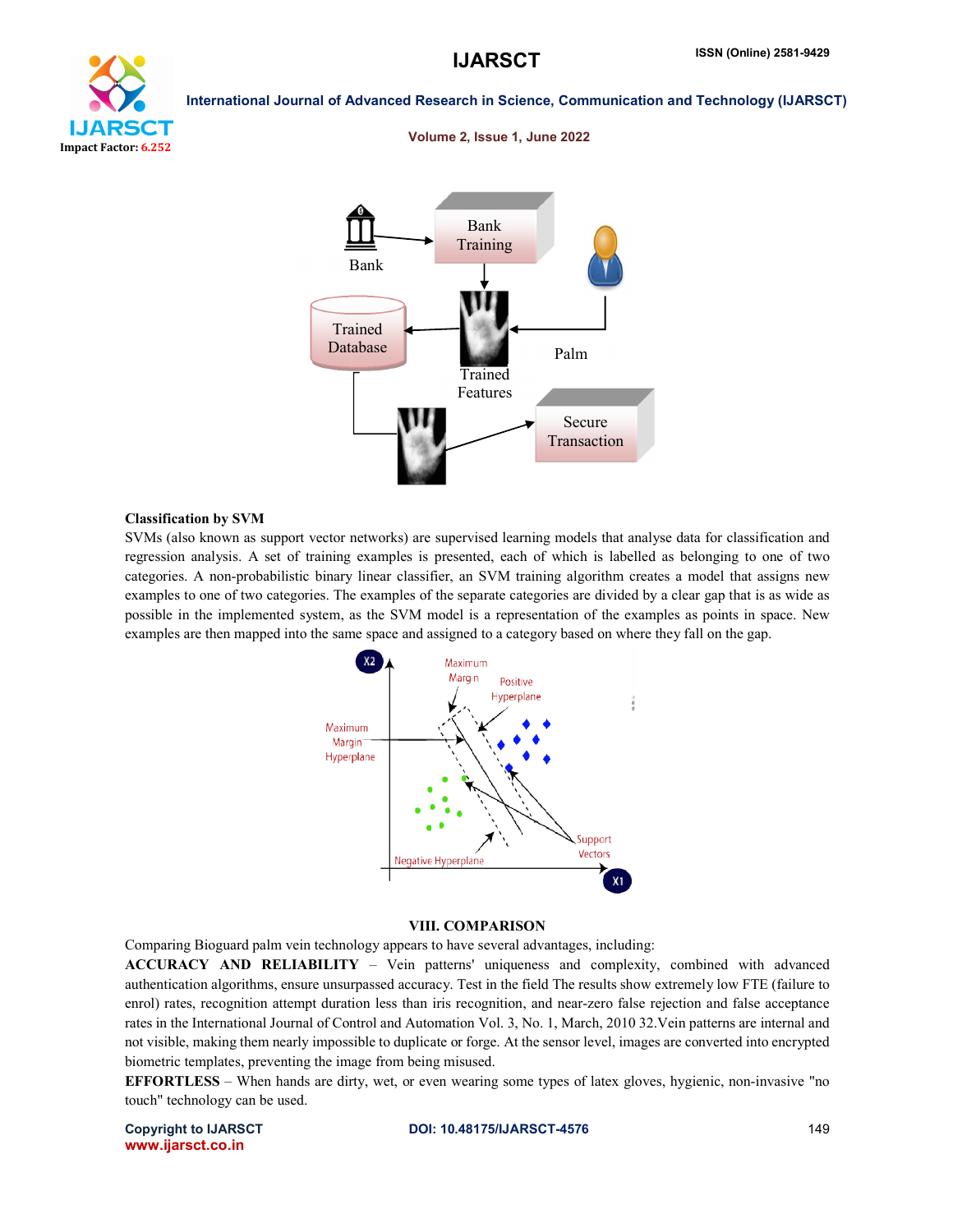**Classification by SVM**

SVMs (also known as support vector networks) are supervised learning models that analyse data for classification and regression analysis. A set of training examples is presented, each of which is labelled as belonging to one of two categories. A non-probabilistic binary linear classifier, an SVM training algorithm creates a model that assigns new examples to one of two categories. The examples of the separate categories are divided by a clear gap that is as wide as possible in the implemented system, as the SVM model is a representation of the examples as points in space. New examples are then mapped into the same space and assigned to a category based on where they fall on the gap.

## VIII. COMPARISON

Comparing Bioguard palm vein technology appears to have several advantages, including:

**ACCURACY AND RELIABILITY** – Vein patterns' uniqueness and complexity, combined with advanced authentication algorithms, ensure unsurpassed accuracy. Test in the field The results show extremely low FTE (failure to enrol) rates, recognition attempt duration less than iris recognition, and near-zero false rejection and false acceptance rates in the International Journal of Control and Automation Vol. 3, No. 1, March, 2010 32.Vein patterns are internal and not visible, making them nearly impossible to duplicate or forge. At the sensor level, images are converted into encrypted biometric templates, preventing the image from being misused.

**EFFORTLESS** – When hands are dirty, wet, or even wearing some types of latex gloves, hygienic, non-invasive "no touch" technology can be used.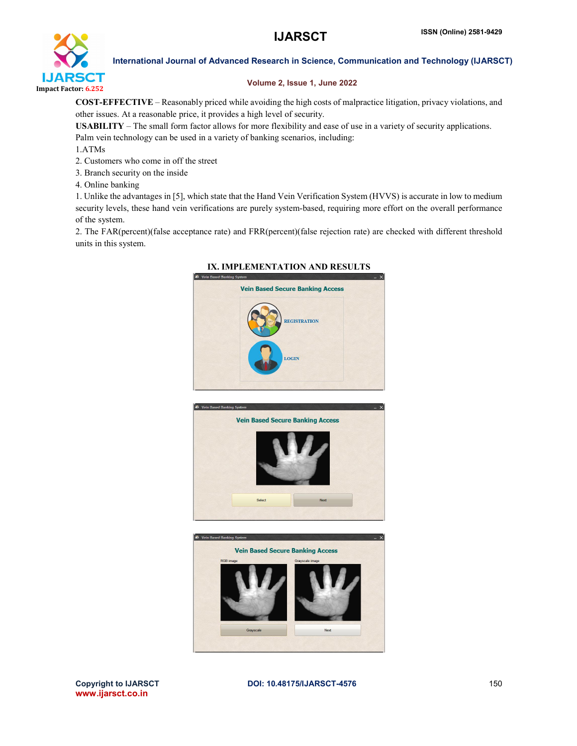**COST-EFFECTIVE** – Reasonably priced while avoiding the high costs of malpractice litigation, privacy violations, and other issues. At a reasonable price, it provides a high level of security.

**USABILITY** – The small form factor allows for more flexibility and ease of use in a variety of security applications.

Palm vein technology can be used in a variety of banking scenarios, including:

1.ATMs

2. Customers who come in off the street

3. Branch security on the inside

4. Online banking

1. Unlike the advantages in [5], which state that the Hand Vein Verification System (HVVS) is accurate in low to medium security levels, these hand vein verifications are purely system-based, requiring more effort on the overall performance of the system.

2. The FAR(percent)(false acceptance rate) and FRR(percent)(false rejection rate) are checked with different threshold units in this system.

## IX. IMPLEMENTATION AND RESULTS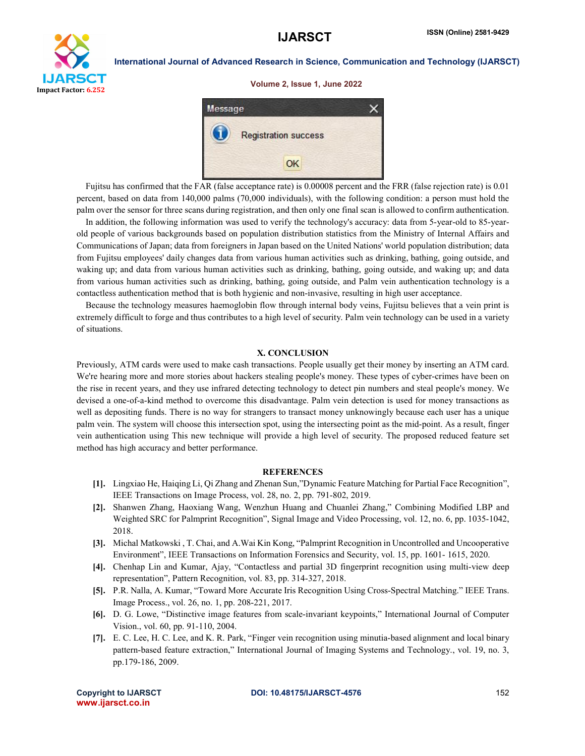Fujitsu has confirmed that the FAR (false acceptance rate) is 0.00008 percent and the FRR (false rejection rate) is 0.01 percent, based on data from 140,000 palms (70,000 individuals), with the following condition: a person must hold the palm over the sensor for three scans during registration, and then only one final scan is allowed to confirm authentication.

In addition, the following information was used to verify the technology's accuracy: data from 5-year-old to 85-year-old people of various backgrounds based on population distribution statistics from the Ministry of Internal Affairs and Communications of Japan; data from foreigners in Japan based on the United Nations' world population distribution; data from Fujitsu employees' daily changes data from various human activities such as drinking, bathing, going outside, and waking up; and data from various human activities such as drinking, bathing, going outside, and waking up; and data from various human activities such as drinking, bathing, going outside, and Palm vein authentication technology is a contactless authentication method that is both hygienic and non-invasive, resulting in high user acceptance.

Because the technology measures haemoglobin flow through internal body veins, Fujitsu believes that a vein print is extremely difficult to forge and thus contributes to a high level of security. Palm vein technology can be used in a variety of situations.

## X. CONCLUSION

Previously, ATM cards were used to make cash transactions. People usually get their money by inserting an ATM card. We're hearing more and more stories about hackers stealing people's money. These types of cyber-crimes have been on the rise in recent years, and they use infrared detecting technology to detect pin numbers and steal people's money. We devised a one-of-a-kind method to overcome this disadvantage. Palm vein detection is used for money transactions as well as depositing funds. There is no way for strangers to transact money unknowingly because each user has a unique palm vein. The system will choose this intersection spot, using the intersecting point as the mid-point. As a result, finger vein authentication using This new technique will provide a high level of security. The proposed reduced feature set method has high accuracy and better performance.

## REFERENCES

[1]. Lingxiao He, Haiqing Li, Qi Zhang and Zhenan Sun,"Dynamic Feature Matching for Partial Face Recognition", IEEE Transactions on Image Process, vol. 28, no. 2, pp. 791-802, 2019.

[2]. Shanwen Zhang, Haoxiang Wang, Wenzhun Huang and Chuanlei Zhang," Combining Modified LBP and Weighted SRC for Palmprint Recognition", Signal Image and Video Processing, vol. 12, no. 6, pp. 1035-1042, 2018.

[3]. Michal Matkowski , T. Chai, and A.Wai Kin Kong, "Palmprint Recognition in Uncontrolled and Uncooperative Environment", IEEE Transactions on Information Forensics and Security, vol. 15, pp. 1601- 1615, 2020.

[4]. Chenhap Lin and Kumar, Ajay, "Contactless and partial 3D fingerprint recognition using multi-view deep representation", Pattern Recognition, vol. 83, pp. 314-327, 2018.

[5]. P.R. Nalla, A. Kumar, "Toward More Accurate Iris Recognition Using Cross-Spectral Matching." IEEE Trans. Image Process., vol. 26, no. 1, pp. 208-221, 2017.

[6]. D. G. Lowe, "Distinctive image features from scale-invariant keypoints," International Journal of Computer Vision., vol. 60, pp. 91-110, 2004.

[7]. E. C. Lee, H. C. Lee, and K. R. Park, "Finger vein recognition using minutia-based alignment and local binary pattern-based feature extraction," International Journal of Imaging Systems and Technology., vol. 19, no. 3, pp.179-186, 2009.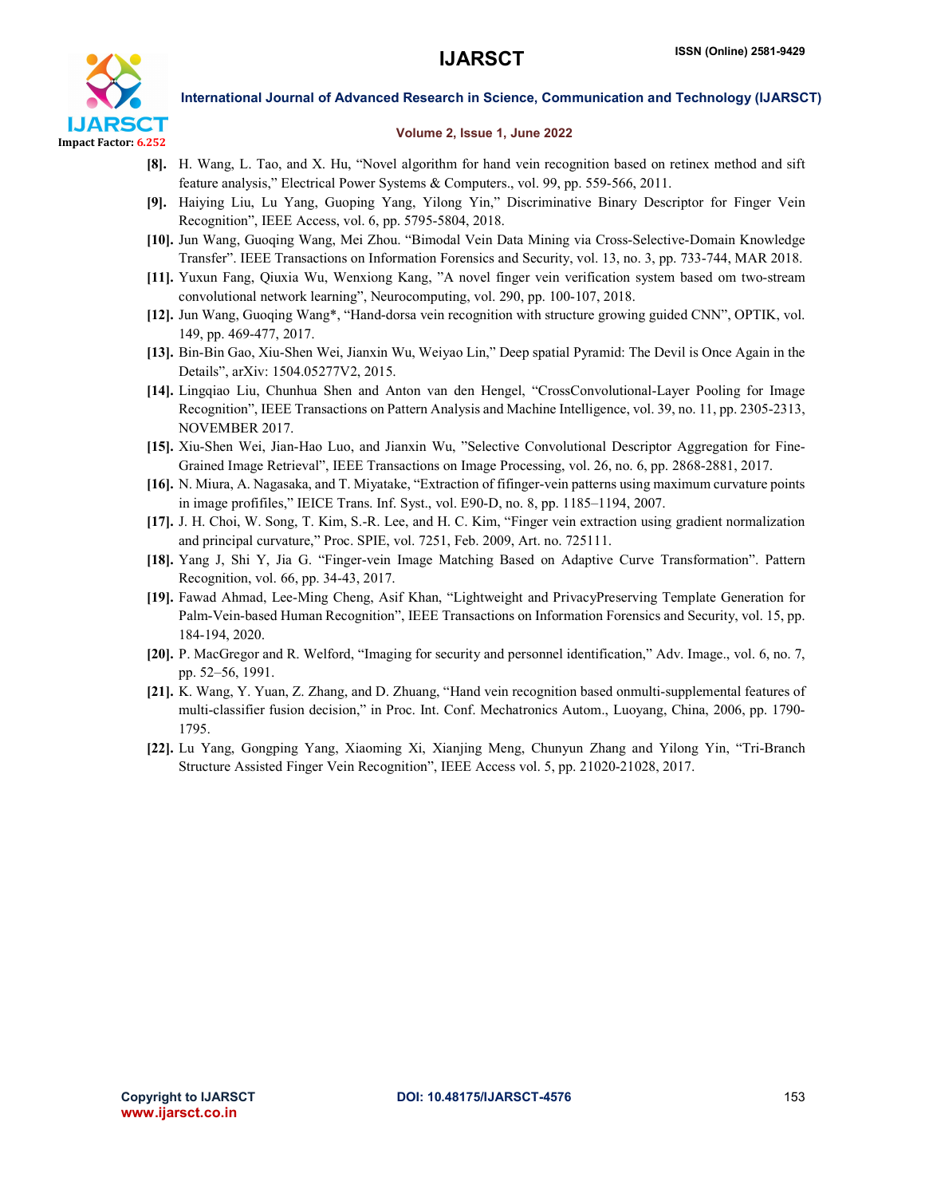- **[8].** H. Wang, L. Tao, and X. Hu, "Novel algorithm for hand vein recognition based on retinex method and sift feature analysis," Electrical Power Systems & Computers., vol. 99, pp. 559-566, 2011.
- **[9].** Haiying Liu, Lu Yang, Guoping Yang, Yilong Yin," Discriminative Binary Descriptor for Finger Vein Recognition", IEEE Access, vol. 6, pp. 5795-5804, 2018.
- **[10].** Jun Wang, Guoqing Wang, Mei Zhou. "Bimodal Vein Data Mining via Cross-Selective-Domain Knowledge Transfer". IEEE Transactions on Information Forensics and Security, vol. 13, no. 3, pp. 733-744, MAR 2018.
- **[11].** Yuxun Fang, Qiuxia Wu, Wenxiong Kang, "A novel finger vein verification system based om two-stream convolutional network learning", Neurocomputing, vol. 290, pp. 100-107, 2018.
- **[12].** Jun Wang, Guoqing Wang*, "Hand-dorsa vein recognition with structure growing guided CNN", OPTIK, vol. 149, pp. 469-477, 2017.
- **[13].** Bin-Bin Gao, Xiu-Shen Wei, Jianxin Wu, Weiyao Lin," Deep spatial Pyramid: The Devil is Once Again in the Details", arXiv: 1504.05277V2, 2015.
- **[14].** Lingqiao Liu, Chunhua Shen and Anton van den Hengel, "CrossConvolutional-Layer Pooling for Image Recognition", IEEE Transactions on Pattern Analysis and Machine Intelligence, vol. 39, no. 11, pp. 2305-2313, NOVEMBER 2017.
- **[15].** Xiu-Shen Wei, Jian-Hao Luo, and Jianxin Wu, "Selective Convolutional Descriptor Aggregation for Fine-Grained Image Retrieval", IEEE Transactions on Image Processing, vol. 26, no. 6, pp. 2868-2881, 2017.
- **[16].** N. Miura, A. Nagasaka, and T. Miyatake, "Extraction of fifinger-vein patterns using maximum curvature points in image profifiles," IEICE Trans. Inf. Syst., vol. E90-D, no. 8, pp. 1185–1194, 2007.
- **[17].** J. H. Choi, W. Song, T. Kim, S.-R. Lee, and H. C. Kim, "Finger vein extraction using gradient normalization and principal curvature," Proc. SPIE, vol. 7251, Feb. 2009, Art. no. 725111.
- **[18].** Yang J, Shi Y, Jia G. "Finger-vein Image Matching Based on Adaptive Curve Transformation". Pattern Recognition, vol. 66, pp. 34-43, 2017.
- **[19].** Fawad Ahmad, Lee-Ming Cheng, Asif Khan, "Lightweight and PrivacyPreserving Template Generation for Palm-Vein-based Human Recognition", IEEE Transactions on Information Forensics and Security, vol. 15, pp. 184-194, 2020.
- **[20].** P. MacGregor and R. Welford, "Imaging for security and personnel identification," Adv. Image., vol. 6, no. 7, pp. 52–56, 1991.
- **[21].** K. Wang, Y. Yuan, Z. Zhang, and D. Zhuang, "Hand vein recognition based onmulti-supplemental features of multi-classifier fusion decision," in Proc. Int. Conf. Mechatronics Autom., Luoyang, China, 2006, pp. 1790-1795.
- **[22].** Lu Yang, Gongping Yang, Xiaoming Xi, Xianjing Meng, Chunyun Zhang and Yilong Yin, "Tri-Branch Structure Assisted Finger Vein Recognition", IEEE Access vol. 5, pp. 21020-21028, 2017.